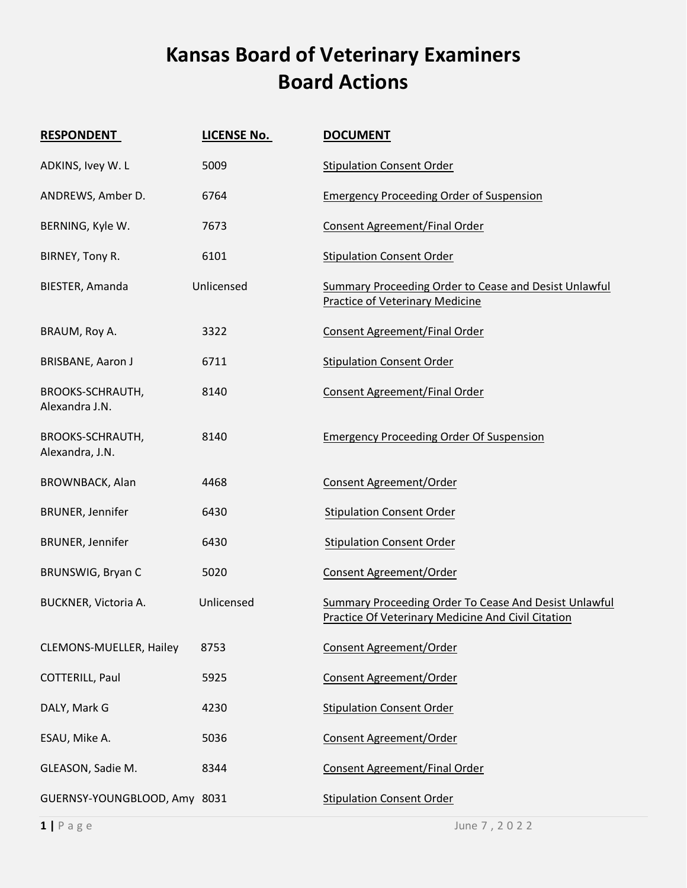# Kansas Board of Veterinary Examiners
# Board Actions

| RESPONDENT | LICENSE No. | DOCUMENT |
|---|---|---|
| ADKINS, Ivey W. L | 5009 | Stipulation Consent Order |
| ANDREWS, Amber D. | 6764 | Emergency Proceeding Order of Suspension |
| BERNING, Kyle W. | 7673 | Consent Agreement/Final Order |
| BIRNEY, Tony R. | 6101 | Stipulation Consent Order |
| BIESTER, Amanda | Unlicensed | Summary Proceeding Order to Cease and Desist Unlawful Practice of Veterinary Medicine |
| BRAUM, Roy A. | 3322 | Consent Agreement/Final Order |
| BRISBANE, Aaron J | 6711 | Stipulation Consent Order |
| BROOKS-SCHRAUTH, Alexandra J.N. | 8140 | Consent Agreement/Final Order |
| BROOKS-SCHRAUTH, Alexandra, J.N. | 8140 | Emergency Proceeding Order Of Suspension |
| BROWNBACK, Alan | 4468 | Consent Agreement/Order |
| BRUNER, Jennifer | 6430 | Stipulation Consent Order |
| BRUNER, Jennifer | 6430 | Stipulation Consent Order |
| BRUNSWIG, Bryan C | 5020 | Consent Agreement/Order |
| BUCKNER, Victoria A. | Unlicensed | Summary Proceeding Order To Cease And Desist Unlawful Practice Of Veterinary Medicine And Civil Citation |
| CLEMONS-MUELLER, Hailey | 8753 | Consent Agreement/Order |
| COTTERILL, Paul | 5925 | Consent Agreement/Order |
| DALY, Mark G | 4230 | Stipulation Consent Order |
| ESAU, Mike A. | 5036 | Consent Agreement/Order |
| GLEASON, Sadie M. | 8344 | Consent Agreement/Final Order |
| GUERNSY-YOUNGBLOOD, Amy | 8031 | Stipulation Consent Order |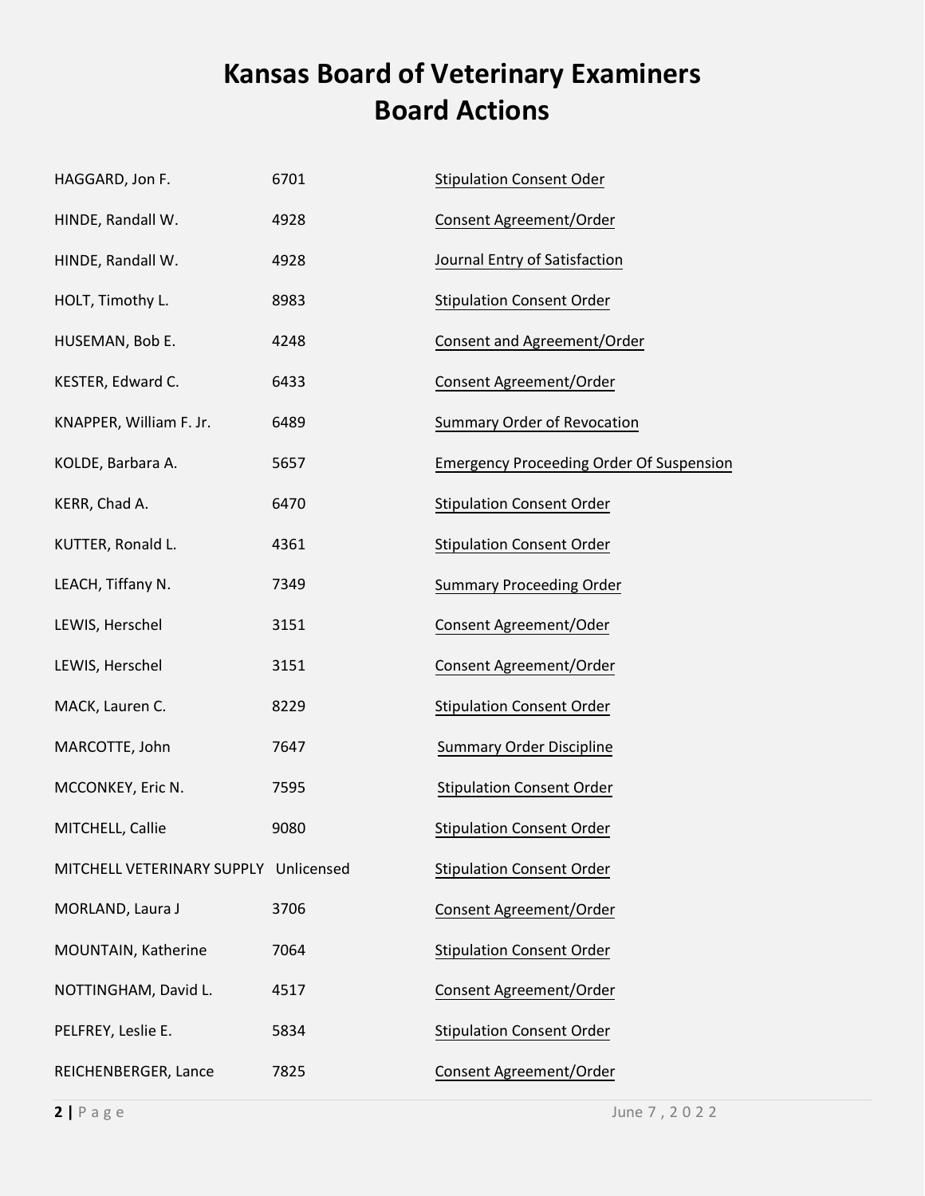# Kansas Board of Veterinary Examiners
# Board Actions

| | | |
|---|---|---|
| HAGGARD, Jon F. | 6701 | Stipulation Consent Oder |
| HINDE, Randall W. | 4928 | Consent Agreement/Order |
| HINDE, Randall W. | 4928 | Journal Entry of Satisfaction |
| HOLT, Timothy L. | 8983 | Stipulation Consent Order |
| HUSEMAN, Bob E. | 4248 | Consent and Agreement/Order |
| KESTER, Edward C. | 6433 | Consent Agreement/Order |
| KNAPPER, William F. Jr. | 6489 | Summary Order of Revocation |
| KOLDE, Barbara A. | 5657 | Emergency Proceeding Order Of Suspension |
| KERR, Chad A. | 6470 | Stipulation Consent Order |
| KUTTER, Ronald L. | 4361 | Stipulation Consent Order |
| LEACH, Tiffany N. | 7349 | Summary Proceeding Order |
| LEWIS, Herschel | 3151 | Consent Agreement/Oder |
| LEWIS, Herschel | 3151 | Consent Agreement/Order |
| MACK, Lauren C. | 8229 | Stipulation Consent Order |
| MARCOTTE, John | 7647 | Summary Order Discipline |
| MCCONKEY, Eric N. | 7595 | Stipulation Consent Order |
| MITCHELL, Callie | 9080 | Stipulation Consent Order |
| MITCHELL VETERINARY SUPPLY | Unlicensed | Stipulation Consent Order |
| MORLAND, Laura J | 3706 | Consent Agreement/Order |
| MOUNTAIN, Katherine | 7064 | Stipulation Consent Order |
| NOTTINGHAM, David L. | 4517 | Consent Agreement/Order |
| PELFREY, Leslie E. | 5834 | Stipulation Consent Order |
| REICHENBERGER, Lance | 7825 | Consent Agreement/Order |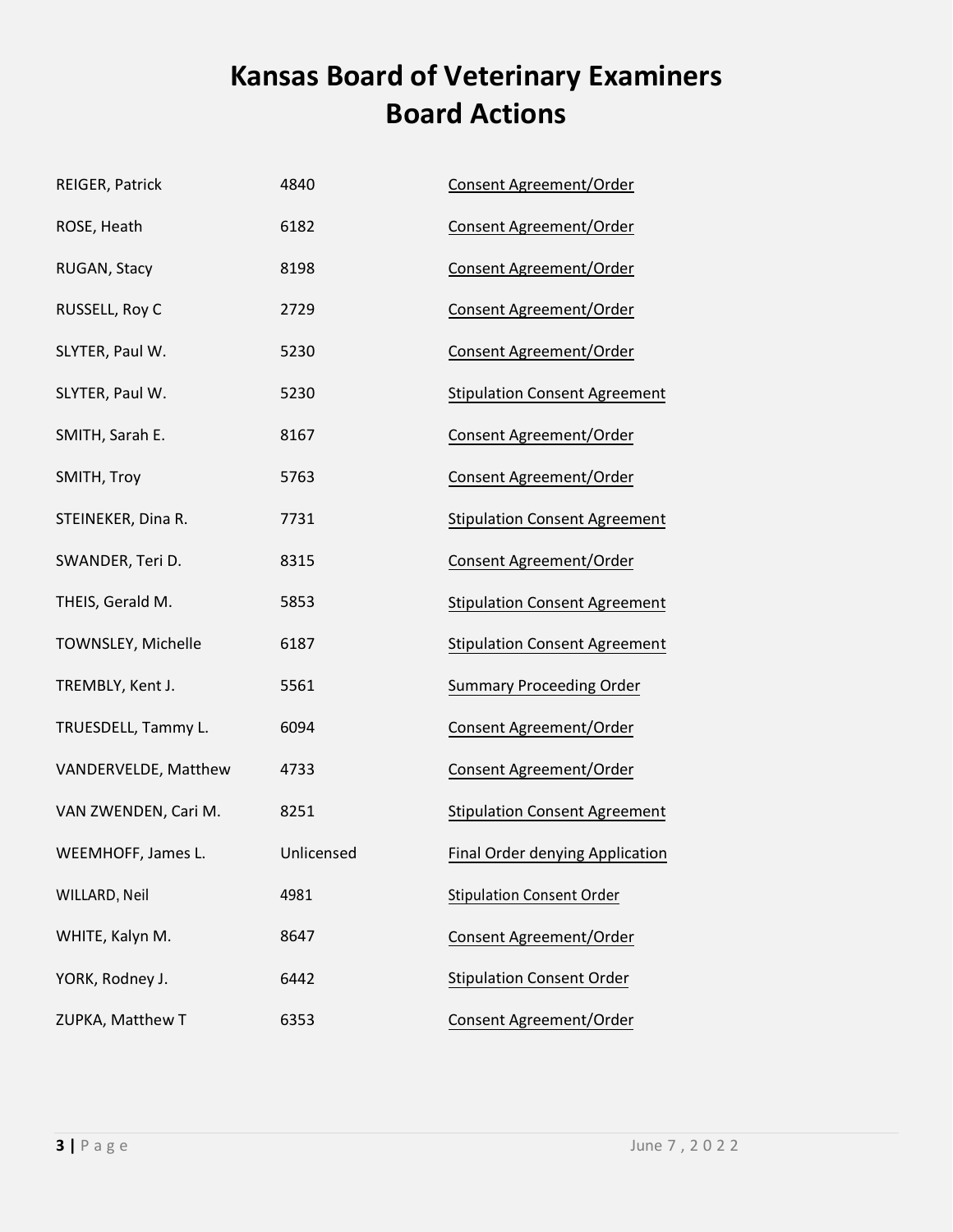# Kansas Board of Veterinary Examiners
# Board Actions

| | | |
|---|---|---|
| REIGER, Patrick | 4840 | Consent Agreement/Order |
| ROSE, Heath | 6182 | Consent Agreement/Order |
| RUGAN, Stacy | 8198 | Consent Agreement/Order |
| RUSSELL, Roy C | 2729 | Consent Agreement/Order |
| SLYTER, Paul W. | 5230 | Consent Agreement/Order |
| SLYTER, Paul W. | 5230 | Stipulation Consent Agreement |
| SMITH, Sarah E. | 8167 | Consent Agreement/Order |
| SMITH, Troy | 5763 | Consent Agreement/Order |
| STEINEKER, Dina R. | 7731 | Stipulation Consent Agreement |
| SWANDER, Teri D. | 8315 | Consent Agreement/Order |
| THEIS, Gerald M. | 5853 | Stipulation Consent Agreement |
| TOWNSLEY, Michelle | 6187 | Stipulation Consent Agreement |
| TREMBLY, Kent J. | 5561 | Summary Proceeding Order |
| TRUESDELL, Tammy L. | 6094 | Consent Agreement/Order |
| VANDERVELDE, Matthew | 4733 | Consent Agreement/Order |
| VAN ZWENDEN, Cari M. | 8251 | Stipulation Consent Agreement |
| WEEMHOFF, James L. | Unlicensed | Final Order denying Application |
| WILLARD, Neil | 4981 | Stipulation Consent Order |
| WHITE, Kalyn M. | 8647 | Consent Agreement/Order |
| YORK, Rodney J. | 6442 | Stipulation Consent Order |
| ZUPKA, Matthew T | 6353 | Consent Agreement/Order |

June 7, 2022